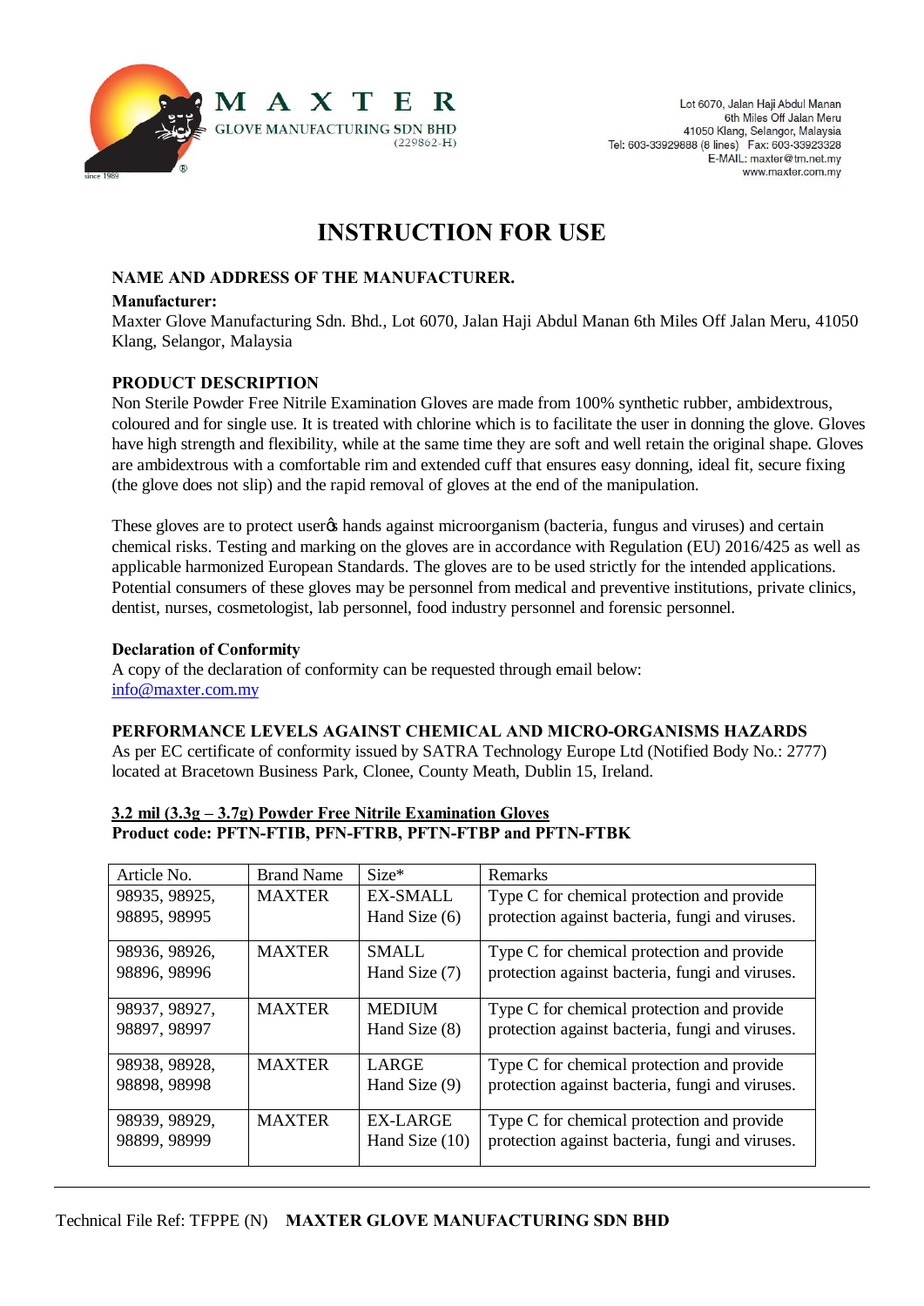MAXTER
GLOVE MANUFACTURING SDN BHD
(229862-H)

Lot 6070, Jalan Haji Abdul Manan
6th Miles Off Jalan Meru
41050 Klang, Selangor, Malaysia
Tel: 603-33929888 (8 lines) Fax: 603-33923328
E-MAIL: maxter@tm.net.my
www.maxter.com.my

# INSTRUCTION FOR USE

## NAME AND ADDRESS OF THE MANUFACTURER.

**Manufacturer:**
Maxter Glove Manufacturing Sdn. Bhd., Lot 6070, Jalan Haji Abdul Manan 6th Miles Off Jalan Meru, 41050 Klang, Selangor, Malaysia

## PRODUCT DESCRIPTION

Non Sterile Powder Free Nitrile Examination Gloves are made from 100% synthetic rubber, ambidextrous, coloured and for single use. It is treated with chlorine which is to facilitate the user in donning the glove. Gloves have high strength and flexibility, while at the same time they are soft and well retain the original shape. Gloves are ambidextrous with a comfortable rim and extended cuff that ensures easy donning, ideal fit, secure fixing (the glove does not slip) and the rapid removal of gloves at the end of the manipulation.

These gloves are to protect userøs hands against microorganism (bacteria, fungus and viruses) and certain chemical risks. Testing and marking on the gloves are in accordance with Regulation (EU) 2016/425 as well as applicable harmonized European Standards. The gloves are to be used strictly for the intended applications. Potential consumers of these gloves may be personnel from medical and preventive institutions, private clinics, dentist, nurses, cosmetologist, lab personnel, food industry personnel and forensic personnel.

**Declaration of Conformity**
A copy of the declaration of conformity can be requested through email below:
info@maxter.com.my

## PERFORMANCE LEVELS AGAINST CHEMICAL AND MICRO-ORGANISMS HAZARDS

As per EC certificate of conformity issued by SATRA Technology Europe Ltd (Notified Body No.: 2777) located at Bracetown Business Park, Clonee, County Meath, Dublin 15, Ireland.

**3.2 mil (3.3g – 3.7g) Powder Free Nitrile Examination Gloves**
**Product code: PFTN-FTIB, PFN-FTRB, PFTN-FTBP and PFTN-FTBK**

| Article No. | Brand Name | Size* | Remarks |
|---|---|---|---|
| 98935, 98925, 98895, 98995 | MAXTER | EX-SMALL Hand Size (6) | Type C for chemical protection and provide protection against bacteria, fungi and viruses. |
| 98936, 98926, 98896, 98996 | MAXTER | SMALL Hand Size (7) | Type C for chemical protection and provide protection against bacteria, fungi and viruses. |
| 98937, 98927, 98897, 98997 | MAXTER | MEDIUM Hand Size (8) | Type C for chemical protection and provide protection against bacteria, fungi and viruses. |
| 98938, 98928, 98898, 98998 | MAXTER | LARGE Hand Size (9) | Type C for chemical protection and provide protection against bacteria, fungi and viruses. |
| 98939, 98929, 98899, 98999 | MAXTER | EX-LARGE Hand Size (10) | Type C for chemical protection and provide protection against bacteria, fungi and viruses. |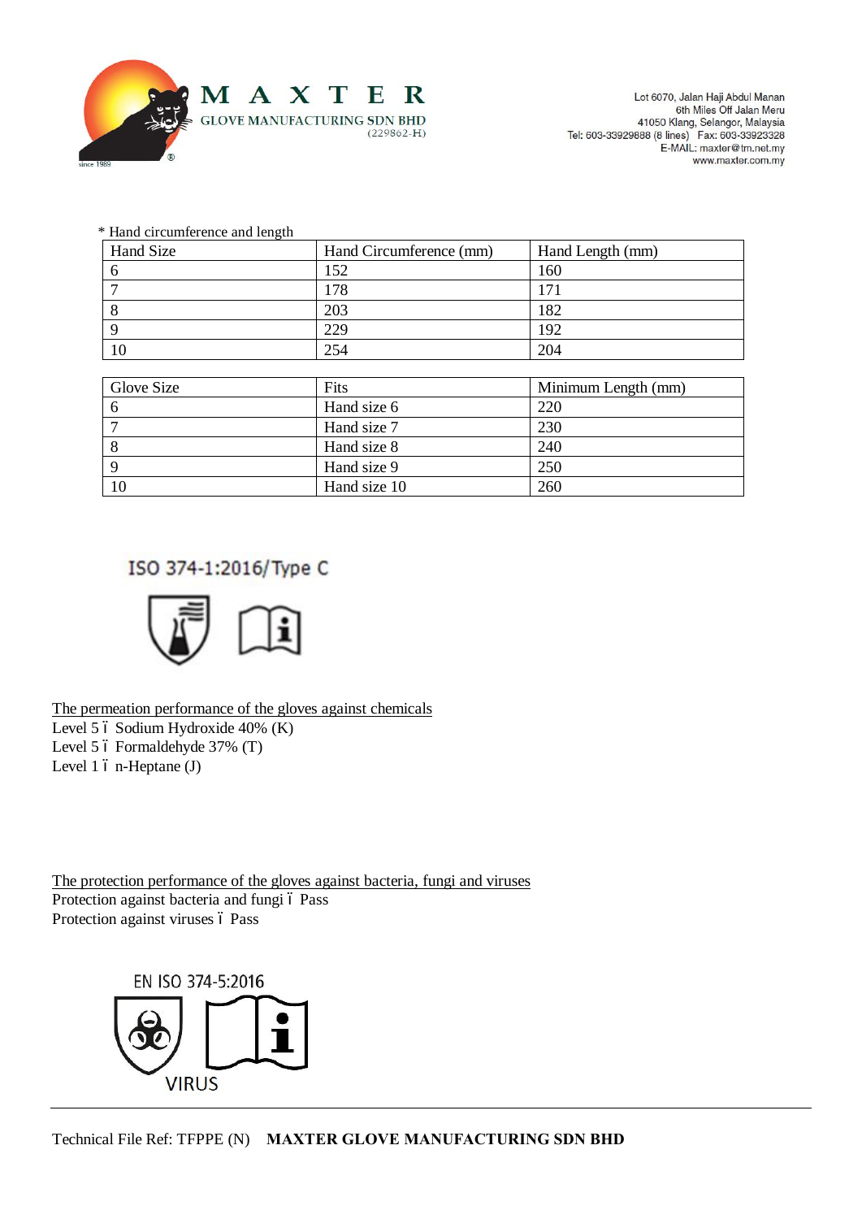* Hand circumference and length

| Hand Size | Hand Circumference (mm) | Hand Length (mm) |
|---|---|---|
| 6 | 152 | 160 |
| 7 | 178 | 171 |
| 8 | 203 | 182 |
| 9 | 229 | 192 |
| 10 | 254 | 204 |

| Glove Size | Fits | Minimum Length (mm) |
|---|---|---|
| 6 | Hand size 6 | 220 |
| 7 | Hand size 7 | 230 |
| 8 | Hand size 8 | 240 |
| 9 | Hand size 9 | 250 |
| 10 | Hand size 10 | 260 |

ISO 374-1:2016/Type C

The permeation performance of the gloves against chemicals

Level 5 – Sodium Hydroxide 40% (K)

Level 5 – Formaldehyde 37% (T)

Level 1 – n-Heptane (J)

The protection performance of the gloves against bacteria, fungi and viruses

Protection against bacteria and fungi – Pass

Protection against viruses – Pass

EN ISO 374-5:2016

VIRUS

Technical File Ref: TFPPE (N) **MAXTER GLOVE MANUFACTURING SDN BHD**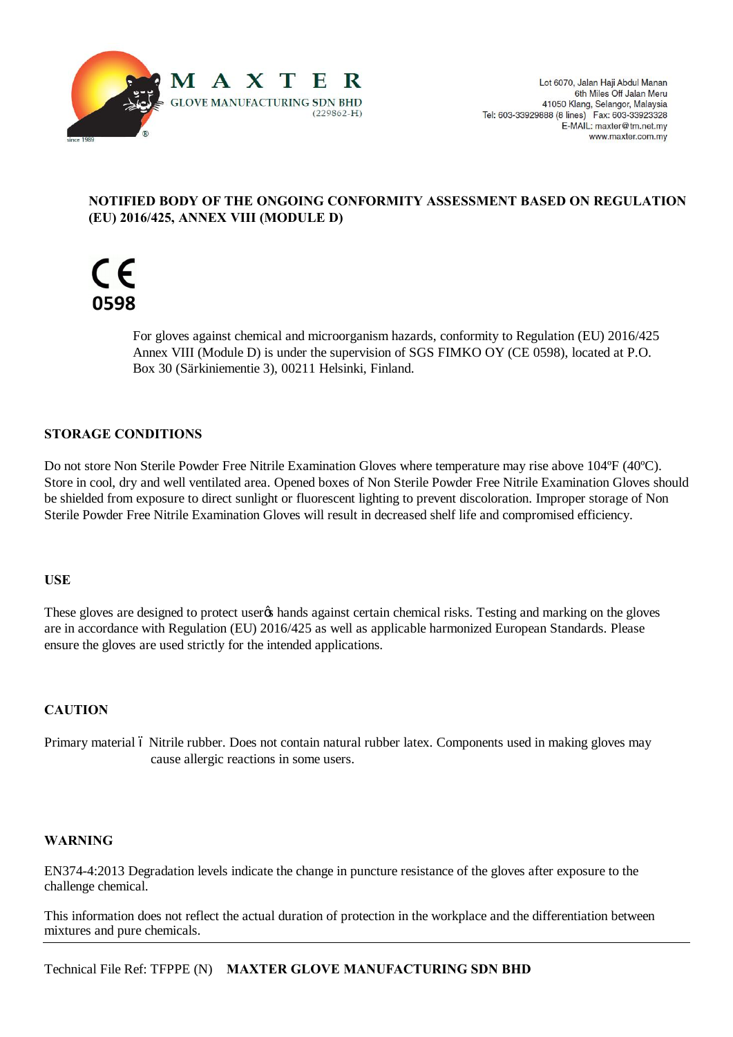MAXTER GLOVE MANUFACTURING SDN BHD (229862-H)

since 1989

Lot 6070, Jalan Haji Abdul Manan
6th Miles Off Jalan Meru
41050 Klang, Selangor, Malaysia
Tel: 603-33929888 (8 lines) Fax: 603-33923328
E-MAIL: maxter@tm.net.my
www.maxter.com.my

**NOTIFIED BODY OF THE ONGOING CONFORMITY ASSESSMENT BASED ON REGULATION (EU) 2016/425, ANNEX VIII (MODULE D)**

CE 0598

For gloves against chemical and microorganism hazards, conformity to Regulation (EU) 2016/425 Annex VIII (Module D) is under the supervision of SGS FIMKO OY (CE 0598), located at P.O. Box 30 (Särkiniementie 3), 00211 Helsinki, Finland.

**STORAGE CONDITIONS**

Do not store Non Sterile Powder Free Nitrile Examination Gloves where temperature may rise above 104ºF (40ºC). Store in cool, dry and well ventilated area. Opened boxes of Non Sterile Powder Free Nitrile Examination Gloves should be shielded from exposure to direct sunlight or fluorescent lighting to prevent discoloration. Improper storage of Non Sterile Powder Free Nitrile Examination Gloves will result in decreased shelf life and compromised efficiency.

**USE**

These gloves are designed to protect user's hands against certain chemical risks. Testing and marking on the gloves are in accordance with Regulation (EU) 2016/425 as well as applicable harmonized European Standards. Please ensure the gloves are used strictly for the intended applications.

**CAUTION**

Primary material – Nitrile rubber. Does not contain natural rubber latex. Components used in making gloves may cause allergic reactions in some users.

**WARNING**

EN374-4:2013 Degradation levels indicate the change in puncture resistance of the gloves after exposure to the challenge chemical.

This information does not reflect the actual duration of protection in the workplace and the differentiation between mixtures and pure chemicals.

Technical File Ref: TFPPE (N) **MAXTER GLOVE MANUFACTURING SDN BHD**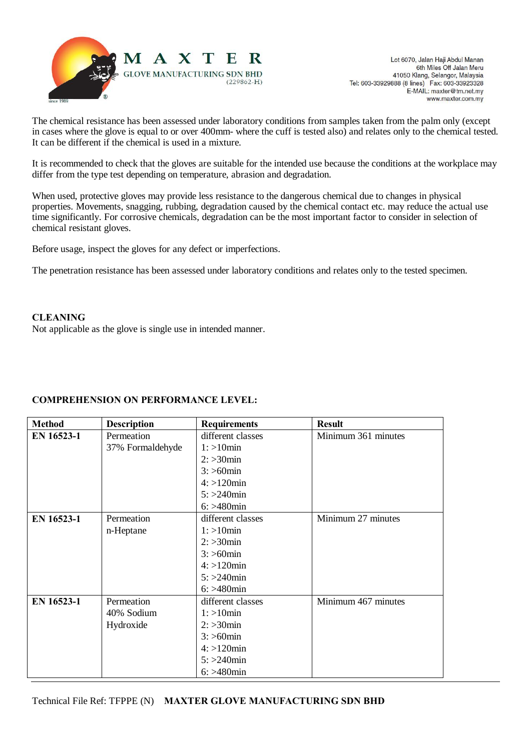The chemical resistance has been assessed under laboratory conditions from samples taken from the palm only (except in cases where the glove is equal to or over 400mm- where the cuff is tested also) and relates only to the chemical tested. It can be different if the chemical is used in a mixture.

It is recommended to check that the gloves are suitable for the intended use because the conditions at the workplace may differ from the type test depending on temperature, abrasion and degradation.

When used, protective gloves may provide less resistance to the dangerous chemical due to changes in physical properties. Movements, snagging, rubbing, degradation caused by the chemical contact etc. may reduce the actual use time significantly. For corrosive chemicals, degradation can be the most important factor to consider in selection of chemical resistant gloves.

Before usage, inspect the gloves for any defect or imperfections.

The penetration resistance has been assessed under laboratory conditions and relates only to the tested specimen.

**CLEANING**

Not applicable as the glove is single use in intended manner.

**COMPREHENSION ON PERFORMANCE LEVEL:**

| Method | Description | Requirements | Result |
|---|---|---|---|
| **EN 16523-1** | Permeation<br>37% Formaldehyde | different classes<br>1: >10min<br>2: >30min<br>3: >60min<br>4: >120min<br>5: >240min<br>6: >480min | Minimum 361 minutes |
| **EN 16523-1** | Permeation<br>n-Heptane | different classes<br>1: >10min<br>2: >30min<br>3: >60min<br>4: >120min<br>5: >240min<br>6: >480min | Minimum 27 minutes |
| **EN 16523-1** | Permeation<br>40% Sodium Hydroxide | different classes<br>1: >10min<br>2: >30min<br>3: >60min<br>4: >120min<br>5: >240min<br>6: >480min | Minimum 467 minutes |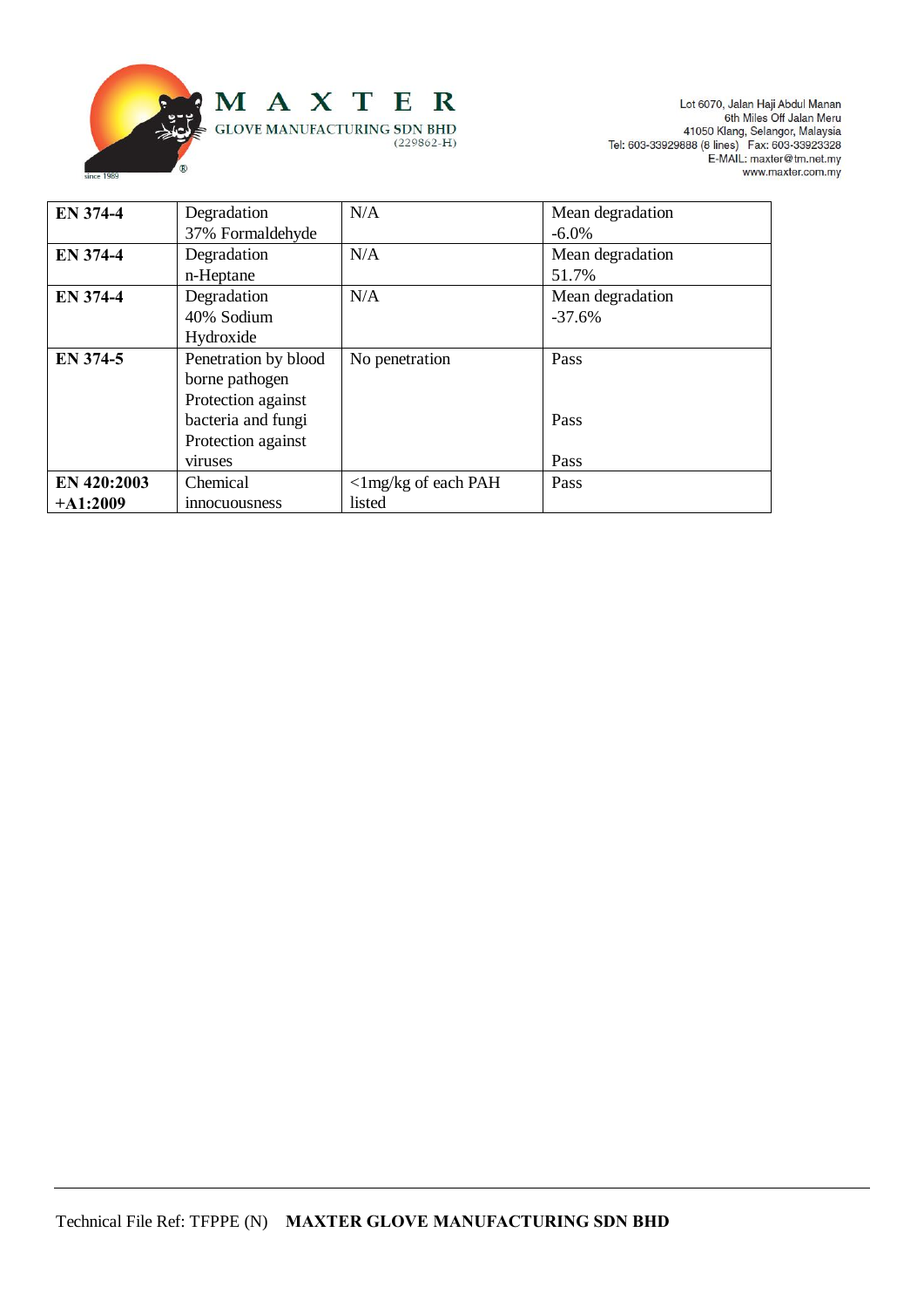| **EN 374-4** | Degradation 37% Formaldehyde | N/A | Mean degradation -6.0% |
|---|---|---|---|
| **EN 374-4** | Degradation n-Heptane | N/A | Mean degradation 51.7% |
| **EN 374-4** | Degradation 40% Sodium Hydroxide | N/A | Mean degradation -37.6% |
| **EN 374-5** | Penetration by blood borne pathogen<br>Protection against bacteria and fungi<br>Protection against viruses | No penetration | Pass<br><br>Pass<br><br>Pass |
| **EN 420:2003 +A1:2009** | Chemical innocuousness | <1mg/kg of each PAH listed | Pass |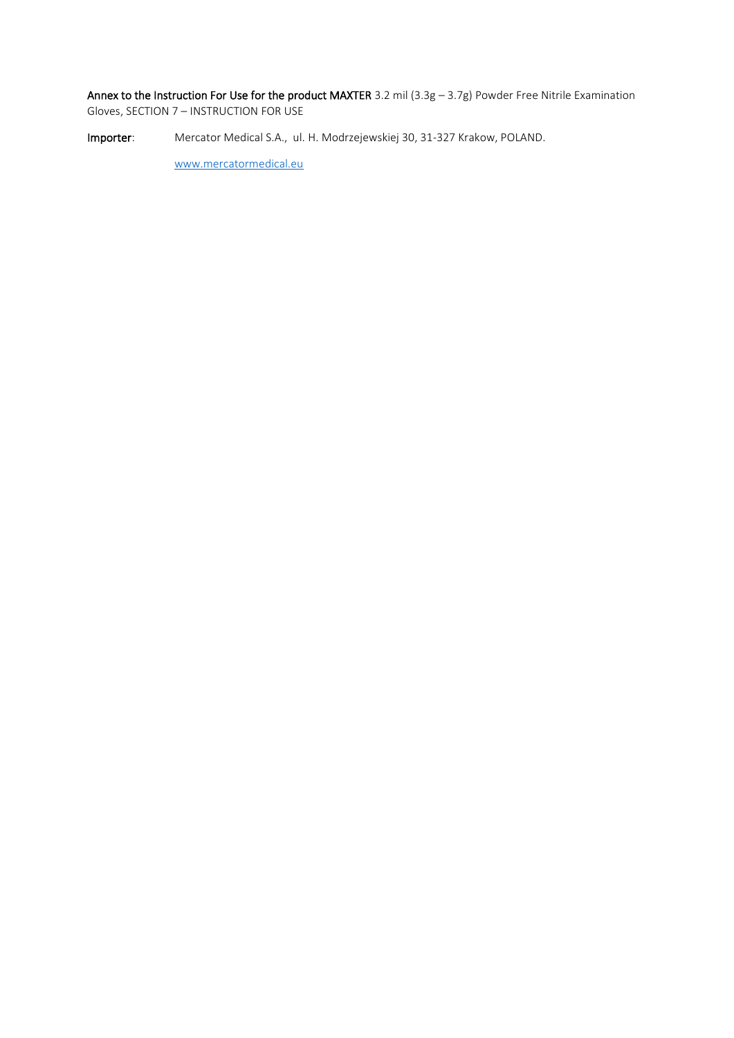**Annex to the Instruction For Use for the product MAXTER** 3.2 mil (3.3g – 3.7g) Powder Free Nitrile Examination Gloves, SECTION 7 – INSTRUCTION FOR USE

**Importer**: Mercator Medical S.A., ul. H. Modrzejewskiej 30, 31-327 Krakow, POLAND.

www.mercatormedical.eu